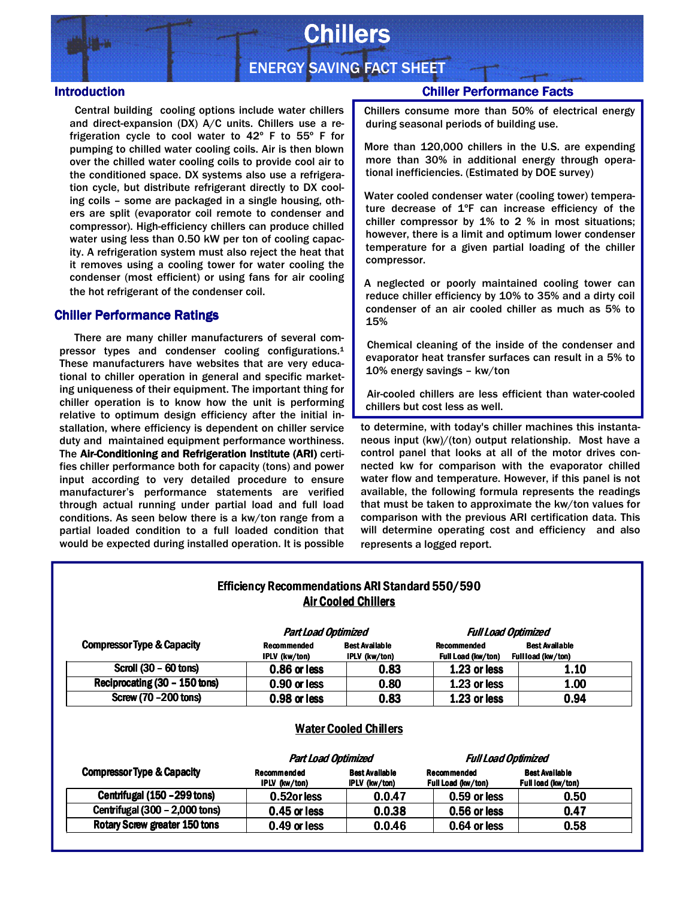# Chillers

## ENERGY SAVING FACT SHEET

### Introduction

Central building cooling options include water chillers and direct-expansion (DX) A/C units. Chillers use a refrigeration cycle to cool water to 42° F to 55° F for pumping to chilled water cooling coils. Air is then blown over the chilled water cooling coils to provide cool air to the conditioned space. DX systems also use a refrigeration cycle, but distribute refrigerant directly to DX cooling coils – some are packaged in a single housing, others are split (evaporator coil remote to condenser and compressor). High-efficiency chillers can produce chilled water using less than 0.50 kW per ton of cooling capacity. A refrigeration system must also reject the heat that it removes using a cooling tower for water cooling the condenser (most efficient) or using fans for air cooling the hot refrigerant of the condenser coil.

### Chiller Performance Ratings

There are many chiller manufacturers of several compressor types and condenser cooling configurations.[1] These manufacturers have websites that are very educational to chiller operation in general and specific marketing uniqueness of their equipment. The important thing for chiller operation is to know how the unit is performing relative to optimum design efficiency after the initial installation, where efficiency is dependent on chiller service duty and maintained equipment performance worthiness. The **Air-Conditioning and Refrigeration Institute (ARI)** certifies chiller performance both for capacity (tons) and power input according to very detailed procedure to ensure manufacturer's performance statements are verified through actual running under partial load and full load conditions. As seen below there is a kw/ton range from a partial loaded condition to a full loaded condition that would be expected during installed operation. It is possible to determine, with today's chiller machines this instantaneous input (kw)/(ton) output relationship. Most have a control panel that looks at all of the motor drives connected kw for comparison with the evaporator chilled water flow and temperature. However, if this panel is not available, the following formula represents the readings that must be taken to approximate the kw/ton values for comparison with the previous ARI certification data. This will determine operating cost and efficiency and also represents a logged report.

### Chiller Performance Facts

Chillers consume more than 50% of electrical energy during seasonal periods of building use.

More than 120,000 chillers in the U.S. are expending more than 30% in additional energy through operational inefficiencies. (Estimated by DOE survey)

Water cooled condenser water (cooling tower) temperature decrease of 1ºF can increase efficiency of the chiller compressor by 1% to 2 % in most situations; however, there is a limit and optimum lower condenser temperature for a given partial loading of the chiller compressor.

A neglected or poorly maintained cooling tower can reduce chiller efficiency by 10% to 35% and a dirty coil condenser of an air cooled chiller as much as 5% to 15%

Chemical cleaning of the inside of the condenser and evaporator heat transfer surfaces can result in a 5% to 10% energy savings – kw/ton

Air-cooled chillers are less efficient than water-cooled chillers but cost less as well.

### Efficiency Recommendations ARI Standard 550/590

**Air Cooled Chillers**

| Compressor Type & Capacity | *Part Load Optimized* Recommended IPLV (kw/ton) | *Part Load Optimized* Best Available IPLV (kw/ton) | *Full Load Optimized* Recommended Full Load (kw/ton) | *Full Load Optimized* Best Available Full load (kw/ton) |
|---|---|---|---|---|
| Scroll (30 – 60 tons) | 0.86 or less | 0.83 | 1.23 or less | 1.10 |
| Reciprocating (30 – 150 tons) | 0.90 or less | 0.80 | 1.23 or less | 1.00 |
| Screw (70 –200 tons) | 0.98 or less | 0.83 | 1.23 or less | 0.94 |

**Water Cooled Chillers**

| Compressor Type & Capacity | *Part Load Optimized* Recommended IPLV (kw/ton) | *Part Load Optimized* Best Available IPLV (kw/ton) | *Full Load Optimized* Recommended Full Load (kw/ton) | *Full Load Optimized* Best Available Full load (kw/ton) |
|---|---|---|---|---|
| Centrifugal (150 –299 tons) | 0.52or less | 0.0.47 | 0.59 or less | 0.50 |
| Centrifugal (300 – 2,000 tons) | 0.45 or less | 0.0.38 | 0.56 or less | 0.47 |
| Rotary Screw greater 150 tons | 0.49 or less | 0.0.46 | 0.64 or less | 0.58 |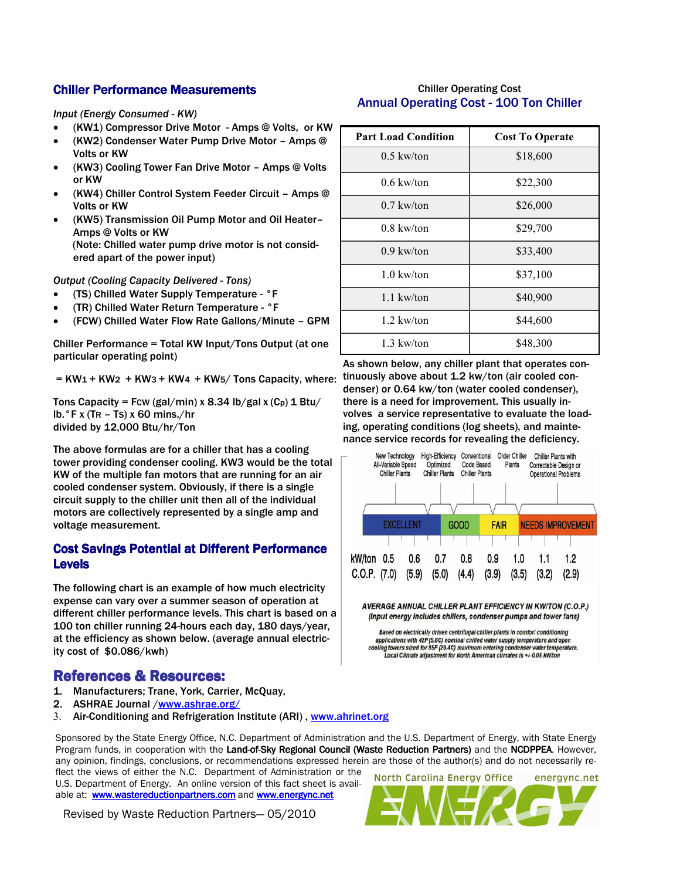## Chiller Performance Measurements

*Input (Energy Consumed - KW)*

- (KW1) Compressor Drive Motor - Amps @ Volts, or KW
- (KW2) Condenser Water Pump Drive Motor – Amps @ Volts or KW
- (KW3) Cooling Tower Fan Drive Motor – Amps @ Volts or KW
- (KW4) Chiller Control System Feeder Circuit – Amps @ Volts or KW
- (KW5) Transmission Oil Pump Motor and Oil Heater– Amps @ Volts or KW
  (Note: Chilled water pump drive motor is not considered apart of the power input)

*Output (Cooling Capacity Delivered - Tons)*

- (TS) Chilled Water Supply Temperature - °F
- (TR) Chilled Water Return Temperature - °F
- (FCW) Chilled Water Flow Rate Gallons/Minute – GPM

Chiller Performance = Total KW Input/Tons Output (at one particular operating point)

= $KW_1 + KW_2 + KW_3 + KW_4 + KW_5$/ Tons Capacity, where:

Tons Capacity = $F_{CW}$ (gal/min) x 8.34 lb/gal x ($C_P$) 1 Btu/ lb.°F x ($T_R$ – $T_S$) x 60 mins./hr divided by 12,000 Btu/hr/Ton

The above formulas are for a chiller that has a cooling tower providing condenser cooling. KW3 would be the total KW of the multiple fan motors that are running for an air cooled condenser system. Obviously, if there is a single circuit supply to the chiller unit then all of the individual motors are collectively represented by a single amp and voltage measurement.

## Cost Savings Potential at Different Performance Levels

The following chart is an example of how much electricity expense can vary over a summer season of operation at different chiller performance levels. This chart is based on a 100 ton chiller running 24-hours each day, 180 days/year, at the efficiency as shown below. (average annual electricity cost of $0.086/kwh)

Chiller Operating Cost

### Annual Operating Cost - 100 Ton Chiller

| Part Load Condition | Cost To Operate |
|---|---|
| 0.5 kw/ton | $18,600 |
| 0.6 kw/ton | $22,300 |
| 0.7 kw/ton | $26,000 |
| 0.8 kw/ton | $29,700 |
| 0.9 kw/ton | $33,400 |
| 1.0 kw/ton | $37,100 |
| 1.1 kw/ton | $40,900 |
| 1.2 kw/ton | $44,600 |
| 1.3 kw/ton | $48,300 |

As shown below, any chiller plant that operates continuously above about 1.2 kw/ton (air cooled condenser) or 0.64 kw/ton (water cooled condenser), there is a need for improvement. This usually involves a service representative to evaluate the loading, operating conditions (log sheets), and maintenance service records for revealing the deficiency.

New Technology All-Variable Speed Chiller Plants
High-Efficiency Optimized Chiller Plants
Conventional Code Based Chiller Plants
Older Chiller Plants
Chiller Plants with Correctable Design or Operational Problems

EXCELLENT GOOD FAIR NEEDS IMPROVEMENT

kW/ton 0.5 0.6 0.7 0.8 0.9 1.0 1.1 1.2
C.O.P. (7.0) (5.9) (5.0) (4.4) (3.9) (3.5) (3.2) (2.9)

AVERAGE ANNUAL CHILLER PLANT EFFICIENCY IN KW/TON (C.O.P.)
(Input energy includes chillers, condenser pumps and tower fans)

Based on electrically driven centrifugal chiller plants in comfort conditioning applications with 42F (5.6C) nominal chilled water supply temperature and open cooling towers sized for 85F (29.4C) maximum entering condenser water temperature. Local Climate adjustment for North American climates is +/- 0.05 kW/ton

## References & Resources:

1. Manufacturers; Trane, York, Carrier, McQuay,
2. ASHRAE Journal /www.ashrae.org/
3. Air-Conditioning and Refrigeration Institute (ARI) , www.ahrinet.org

Sponsored by the State Energy Office, N.C. Department of Administration and the U.S. Department of Energy, with State Energy Program funds, in cooperation with the Land-of-Sky Regional Council (Waste Reduction Partners) and the NCDPPEA. However, any opinion, findings, conclusions, or recommendations expressed herein are those of the author(s) and do not necessarily reflect the views of either the N.C. Department of Administration or the U.S. Department of Energy. An online version of this fact sheet is available at: www.wastereductionpartners.com and www.energync.net

North Carolina Energy Office energync.net

ENERGY

Revised by Waste Reduction Partners— 05/2010